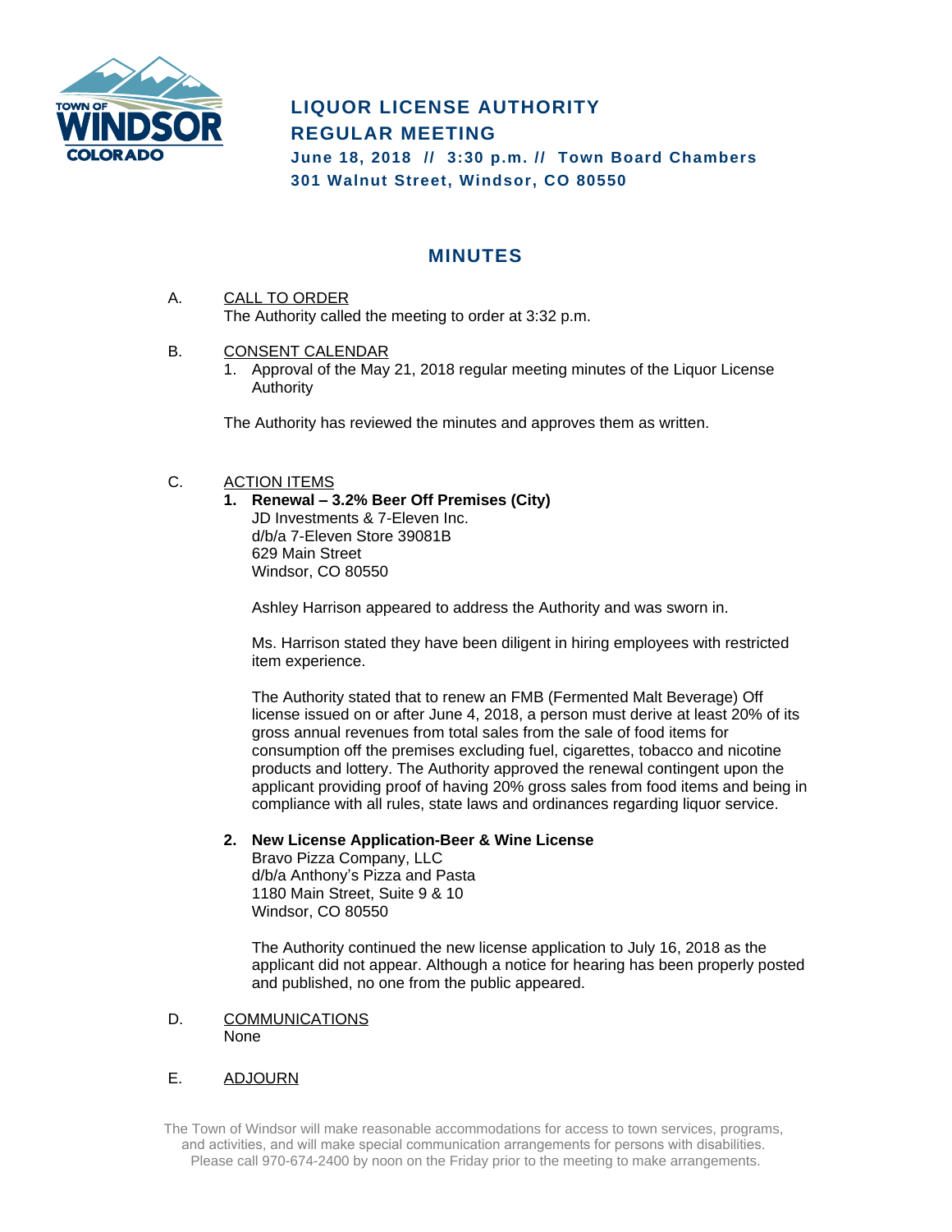# LIQUOR LICENSE AUTHORITY
## REGULAR MEETING

**June 18, 2018 // 3:30 p.m. // Town Board Chambers**
**301 Walnut Street, Windsor, CO 80550**

## MINUTES

A. CALL TO ORDER

The Authority called the meeting to order at 3:32 p.m.

B. CONSENT CALENDAR

1. Approval of the May 21, 2018 regular meeting minutes of the Liquor License Authority

The Authority has reviewed the minutes and approves them as written.

C. ACTION ITEMS

**1. Renewal – 3.2% Beer Off Premises (City)**

JD Investments & 7-Eleven Inc.
d/b/a 7-Eleven Store 39081B
629 Main Street
Windsor, CO 80550

Ashley Harrison appeared to address the Authority and was sworn in.

Ms. Harrison stated they have been diligent in hiring employees with restricted item experience.

The Authority stated that to renew an FMB (Fermented Malt Beverage) Off license issued on or after June 4, 2018, a person must derive at least 20% of its gross annual revenues from total sales from the sale of food items for consumption off the premises excluding fuel, cigarettes, tobacco and nicotine products and lottery. The Authority approved the renewal contingent upon the applicant providing proof of having 20% gross sales from food items and being in compliance with all rules, state laws and ordinances regarding liquor service.

**2. New License Application-Beer & Wine License**

Bravo Pizza Company, LLC
d/b/a Anthony's Pizza and Pasta
1180 Main Street, Suite 9 & 10
Windsor, CO 80550

The Authority continued the new license application to July 16, 2018 as the applicant did not appear. Although a notice for hearing has been properly posted and published, no one from the public appeared.

D. COMMUNICATIONS

None

E. ADJOURN

The Town of Windsor will make reasonable accommodations for access to town services, programs, and activities, and will make special communication arrangements for persons with disabilities. Please call 970-674-2400 by noon on the Friday prior to the meeting to make arrangements.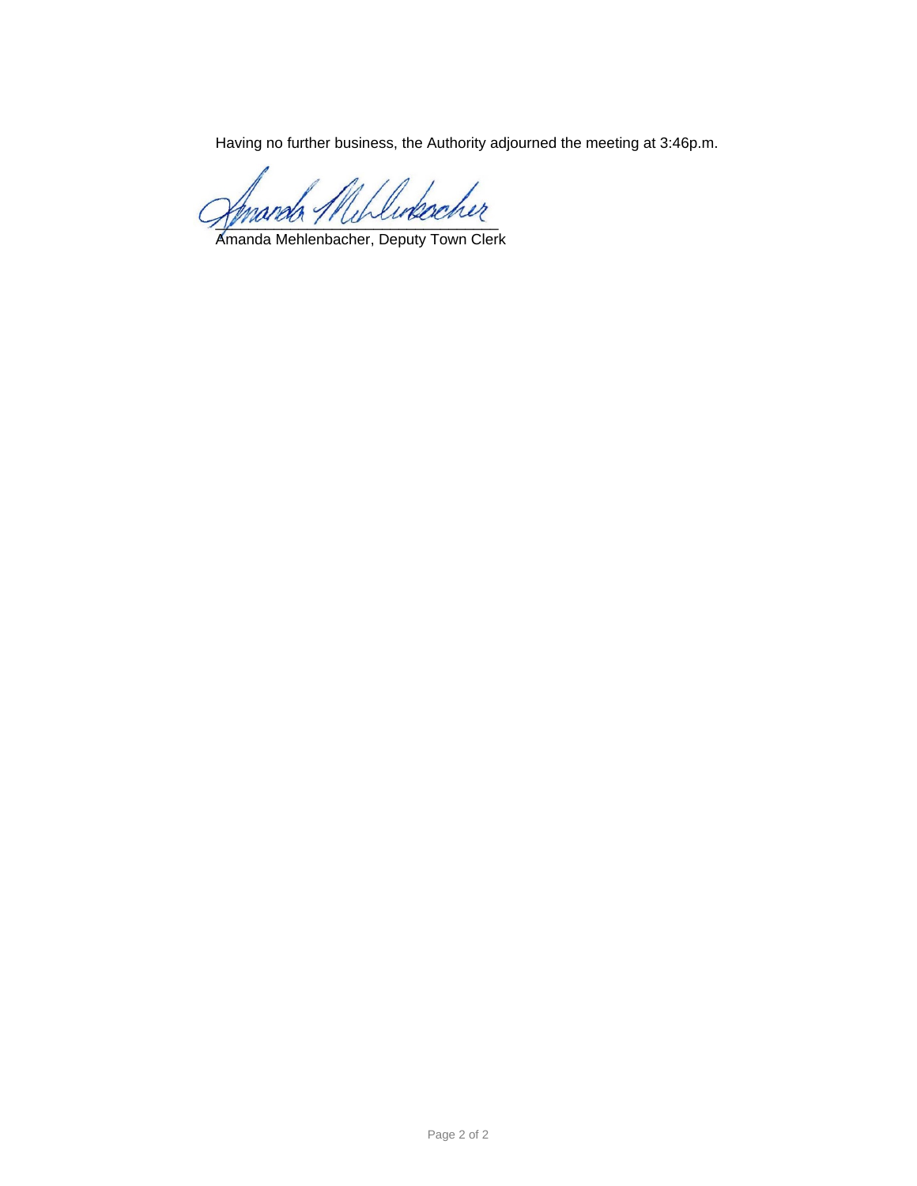Having no further business, the Authority adjourned the meeting at 3:46p.m.

\_\_\_\_\_\_\_\_\_\_\_\_\_\_\_\_\_\_\_\_\_\_\_\_\_\_\_\_\_\_\_\_

Amanda Mehlenbacher, Deputy Town Clerk